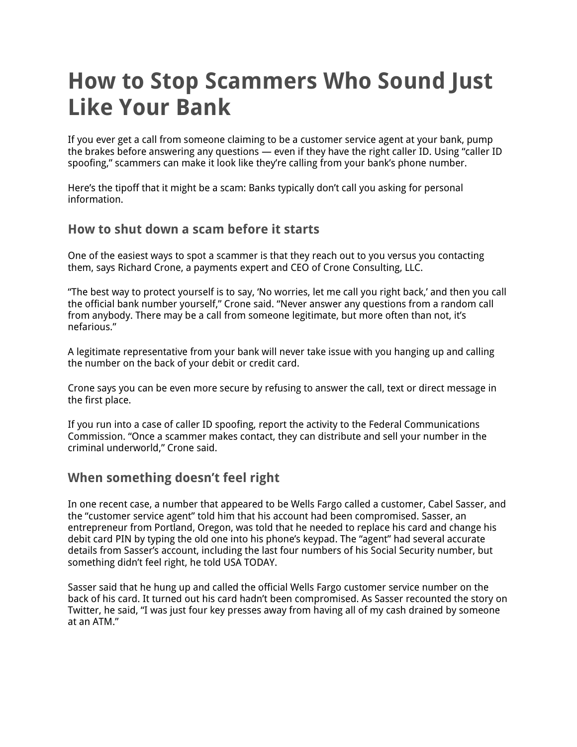# How to Stop Scammers Who Sound Just Like Your Bank

If you ever get a call from someone claiming to be a customer service agent at your bank, pump the brakes before answering any questions — even if they have the right caller ID. Using "caller ID spoofing," scammers can make it look like they're calling from your bank's phone number.

Here's the tipoff that it might be a scam: Banks typically don't call you asking for personal information.

## How to shut down a scam before it starts

One of the easiest ways to spot a scammer is that they reach out to you versus you contacting them, says Richard Crone, a payments expert and CEO of Crone Consulting, LLC.

"The best way to protect yourself is to say, 'No worries, let me call you right back,' and then you call the official bank number yourself," Crone said. "Never answer any questions from a random call from anybody. There may be a call from someone legitimate, but more often than not, it's nefarious."

A legitimate representative from your bank will never take issue with you hanging up and calling the number on the back of your debit or credit card.

Crone says you can be even more secure by refusing to answer the call, text or direct message in the first place.

If you run into a case of caller ID spoofing, report the activity to the Federal Communications Commission. "Once a scammer makes contact, they can distribute and sell your number in the criminal underworld," Crone said.

## When something doesn't feel right

In one recent case, a number that appeared to be Wells Fargo called a customer, Cabel Sasser, and the "customer service agent" told him that his account had been compromised. Sasser, an entrepreneur from Portland, Oregon, was told that he needed to replace his card and change his debit card PIN by typing the old one into his phone's keypad. The "agent" had several accurate details from Sasser's account, including the last four numbers of his Social Security number, but something didn't feel right, he told USA TODAY.

Sasser said that he hung up and called the official Wells Fargo customer service number on the back of his card. It turned out his card hadn't been compromised. As Sasser recounted the story on Twitter, he said, "I was just four key presses away from having all of my cash drained by someone at an ATM."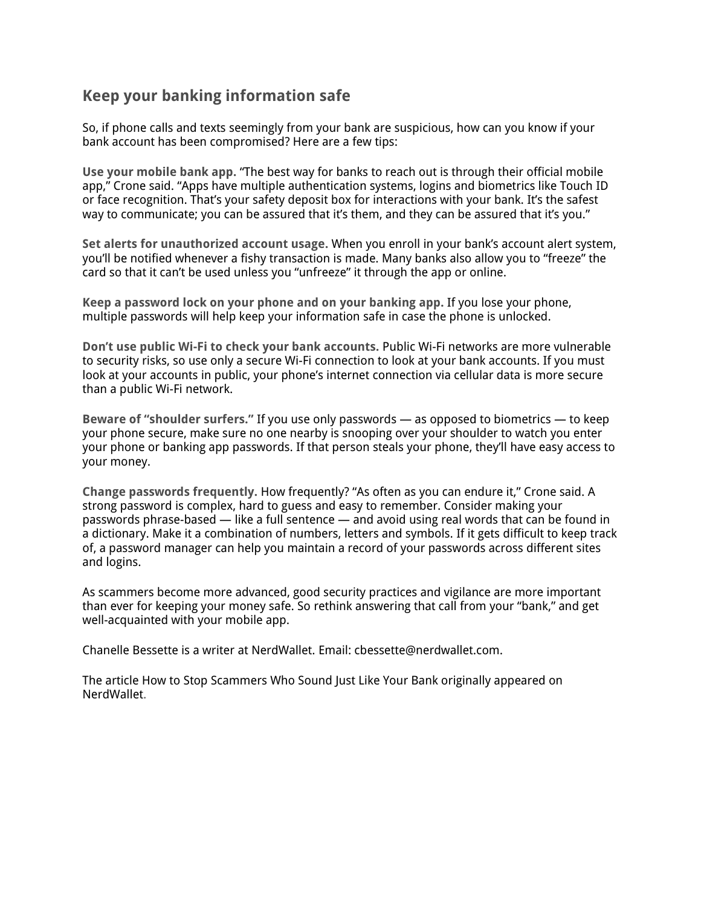## Keep your banking information safe

So, if phone calls and texts seemingly from your bank are suspicious, how can you know if your bank account has been compromised? Here are a few tips:

**Use your mobile bank app.** “The best way for banks to reach out is through their official mobile app,” Crone said. “Apps have multiple authentication systems, logins and biometrics like Touch ID or face recognition. That’s your safety deposit box for interactions with your bank. It’s the safest way to communicate; you can be assured that it’s them, and they can be assured that it’s you.”

**Set alerts for unauthorized account usage.** When you enroll in your bank’s account alert system, you’ll be notified whenever a fishy transaction is made. Many banks also allow you to “freeze” the card so that it can’t be used unless you “unfreeze” it through the app or online.

**Keep a password lock on your phone and on your banking app.** If you lose your phone, multiple passwords will help keep your information safe in case the phone is unlocked.

**Don’t use public Wi-Fi to check your bank accounts.** Public Wi-Fi networks are more vulnerable to security risks, so use only a secure Wi-Fi connection to look at your bank accounts. If you must look at your accounts in public, your phone’s internet connection via cellular data is more secure than a public Wi-Fi network.

**Beware of “shoulder surfers.”** If you use only passwords — as opposed to biometrics — to keep your phone secure, make sure no one nearby is snooping over your shoulder to watch you enter your phone or banking app passwords. If that person steals your phone, they’ll have easy access to your money.

**Change passwords frequently.** How frequently? “As often as you can endure it,” Crone said. A strong password is complex, hard to guess and easy to remember. Consider making your passwords phrase-based — like a full sentence — and avoid using real words that can be found in a dictionary. Make it a combination of numbers, letters and symbols. If it gets difficult to keep track of, a password manager can help you maintain a record of your passwords across different sites and logins.

As scammers become more advanced, good security practices and vigilance are more important than ever for keeping your money safe. So rethink answering that call from your “bank,” and get well-acquainted with your mobile app.

Chanelle Bessette is a writer at NerdWallet. Email: cbessette@nerdwallet.com.

The article How to Stop Scammers Who Sound Just Like Your Bank originally appeared on NerdWallet.